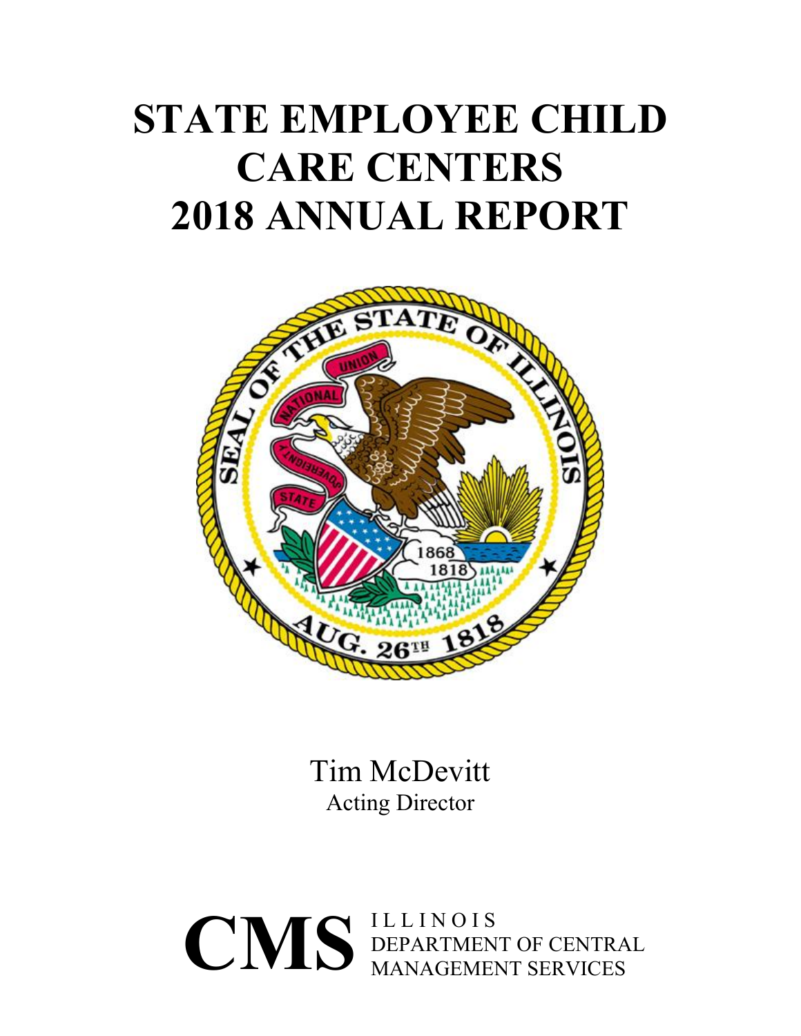# STATE EMPLOYEE CHILD CARE CENTERS 2018 ANNUAL REPORT

Tim McDevitt
Acting Director

**CMS** ILLINOIS DEPARTMENT OF CENTRAL MANAGEMENT SERVICES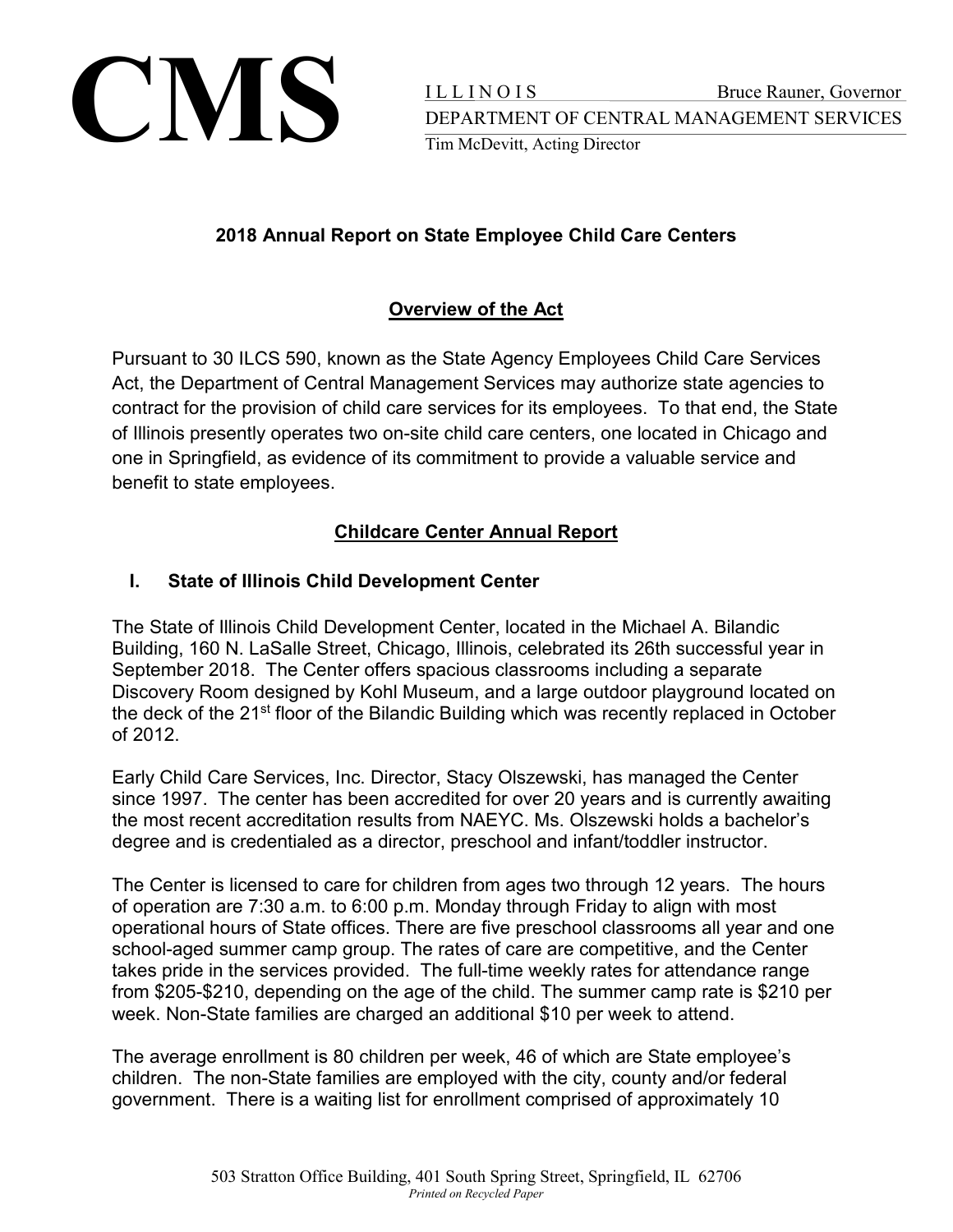**CMS**

ILLINOIS — Bruce Rauner, Governor
DEPARTMENT OF CENTRAL MANAGEMENT SERVICES
Tim McDevitt, Acting Director

### 2018 Annual Report on State Employee Child Care Centers

## Overview of the Act

Pursuant to 30 ILCS 590, known as the State Agency Employees Child Care Services Act, the Department of Central Management Services may authorize state agencies to contract for the provision of child care services for its employees. To that end, the State of Illinois presently operates two on-site child care centers, one located in Chicago and one in Springfield, as evidence of its commitment to provide a valuable service and benefit to state employees.

## Childcare Center Annual Report

### I. State of Illinois Child Development Center

The State of Illinois Child Development Center, located in the Michael A. Bilandic Building, 160 N. LaSalle Street, Chicago, Illinois, celebrated its 26th successful year in September 2018. The Center offers spacious classrooms including a separate Discovery Room designed by Kohl Museum, and a large outdoor playground located on the deck of the 21st floor of the Bilandic Building which was recently replaced in October of 2012.

Early Child Care Services, Inc. Director, Stacy Olszewski, has managed the Center since 1997. The center has been accredited for over 20 years and is currently awaiting the most recent accreditation results from NAEYC. Ms. Olszewski holds a bachelor's degree and is credentialed as a director, preschool and infant/toddler instructor.

The Center is licensed to care for children from ages two through 12 years. The hours of operation are 7:30 a.m. to 6:00 p.m. Monday through Friday to align with most operational hours of State offices. There are five preschool classrooms all year and one school-aged summer camp group. The rates of care are competitive, and the Center takes pride in the services provided. The full-time weekly rates for attendance range from \$205-\$210, depending on the age of the child. The summer camp rate is \$210 per week. Non-State families are charged an additional \$10 per week to attend.

The average enrollment is 80 children per week, 46 of which are State employee's children. The non-State families are employed with the city, county and/or federal government. There is a waiting list for enrollment comprised of approximately 10

503 Stratton Office Building, 401 South Spring Street, Springfield, IL 62706
*Printed on Recycled Paper*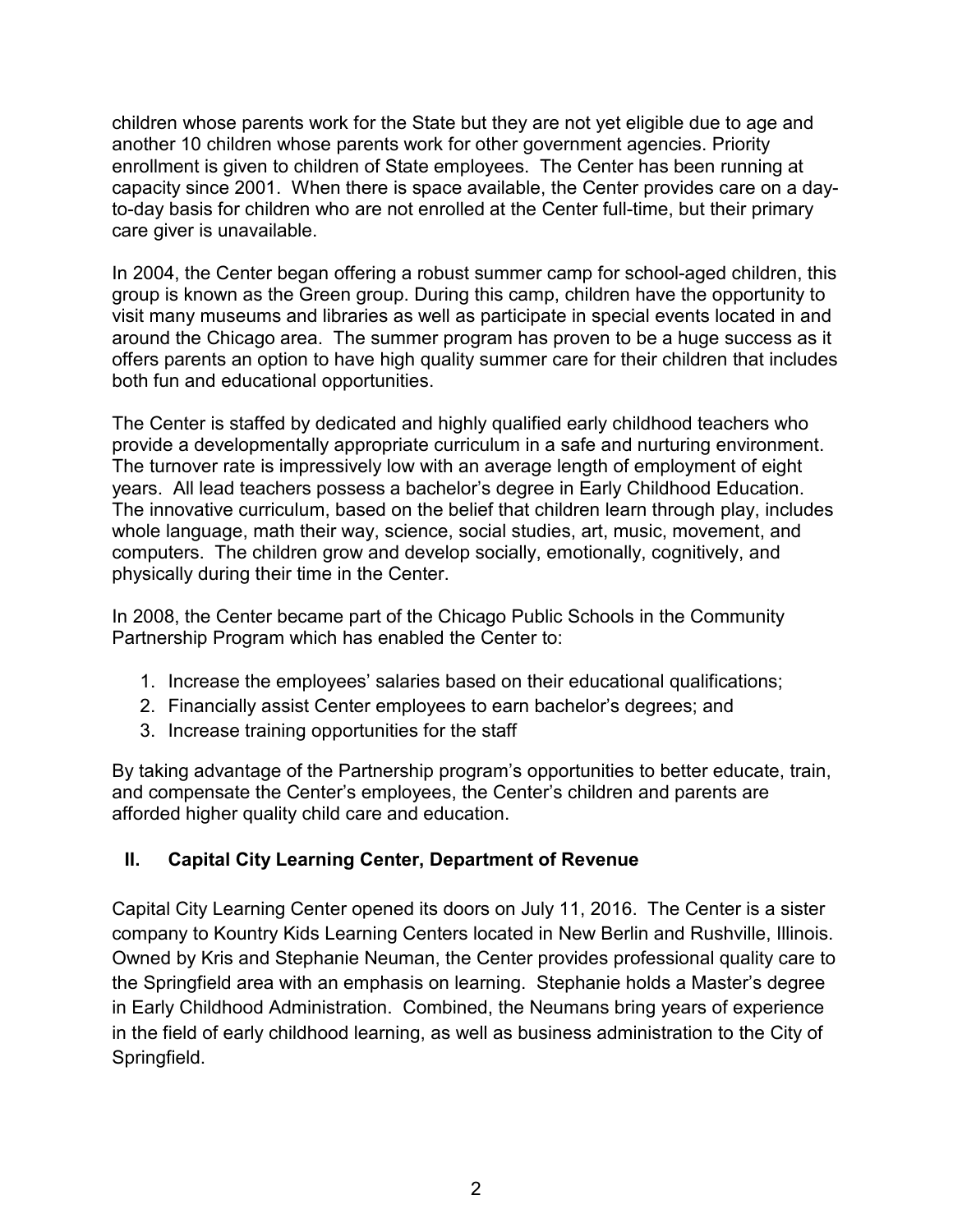children whose parents work for the State but they are not yet eligible due to age and another 10 children whose parents work for other government agencies. Priority enrollment is given to children of State employees. The Center has been running at capacity since 2001. When there is space available, the Center provides care on a day-to-day basis for children who are not enrolled at the Center full-time, but their primary care giver is unavailable.

In 2004, the Center began offering a robust summer camp for school-aged children, this group is known as the Green group. During this camp, children have the opportunity to visit many museums and libraries as well as participate in special events located in and around the Chicago area. The summer program has proven to be a huge success as it offers parents an option to have high quality summer care for their children that includes both fun and educational opportunities.

The Center is staffed by dedicated and highly qualified early childhood teachers who provide a developmentally appropriate curriculum in a safe and nurturing environment. The turnover rate is impressively low with an average length of employment of eight years. All lead teachers possess a bachelor's degree in Early Childhood Education. The innovative curriculum, based on the belief that children learn through play, includes whole language, math their way, science, social studies, art, music, movement, and computers. The children grow and develop socially, emotionally, cognitively, and physically during their time in the Center.

In 2008, the Center became part of the Chicago Public Schools in the Community Partnership Program which has enabled the Center to:

1. Increase the employees' salaries based on their educational qualifications;
2. Financially assist Center employees to earn bachelor's degrees; and
3. Increase training opportunities for the staff

By taking advantage of the Partnership program's opportunities to better educate, train, and compensate the Center's employees, the Center's children and parents are afforded higher quality child care and education.

## II. Capital City Learning Center, Department of Revenue

Capital City Learning Center opened its doors on July 11, 2016. The Center is a sister company to Kountry Kids Learning Centers located in New Berlin and Rushville, Illinois. Owned by Kris and Stephanie Neuman, the Center provides professional quality care to the Springfield area with an emphasis on learning. Stephanie holds a Master's degree in Early Childhood Administration. Combined, the Neumans bring years of experience in the field of early childhood learning, as well as business administration to the City of Springfield.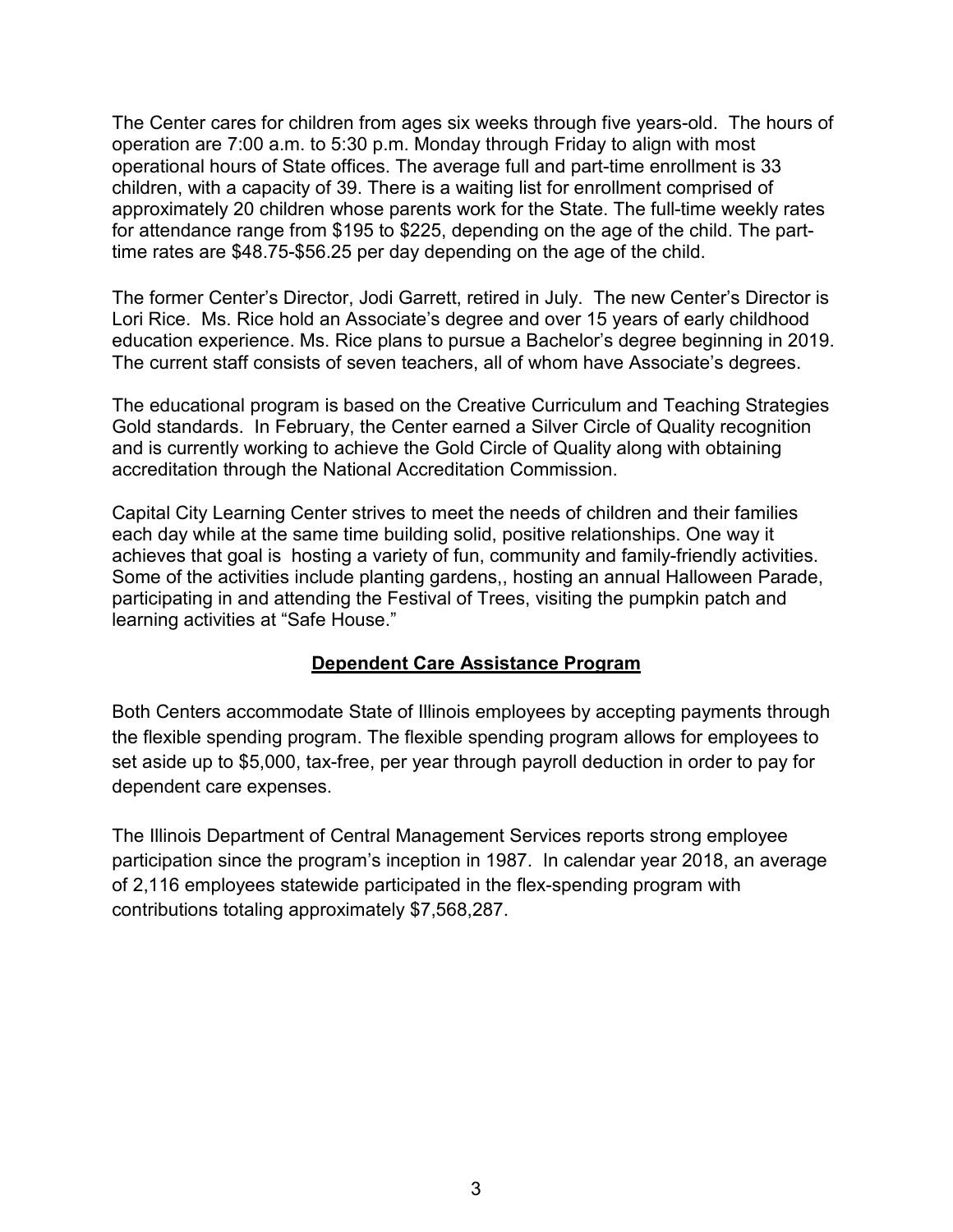The Center cares for children from ages six weeks through five years-old. The hours of operation are 7:00 a.m. to 5:30 p.m. Monday through Friday to align with most operational hours of State offices. The average full and part-time enrollment is 33 children, with a capacity of 39. There is a waiting list for enrollment comprised of approximately 20 children whose parents work for the State. The full-time weekly rates for attendance range from $195 to $225, depending on the age of the child. The part-time rates are $48.75-$56.25 per day depending on the age of the child.

The former Center's Director, Jodi Garrett, retired in July. The new Center's Director is Lori Rice. Ms. Rice hold an Associate's degree and over 15 years of early childhood education experience. Ms. Rice plans to pursue a Bachelor's degree beginning in 2019. The current staff consists of seven teachers, all of whom have Associate's degrees.

The educational program is based on the Creative Curriculum and Teaching Strategies Gold standards. In February, the Center earned a Silver Circle of Quality recognition and is currently working to achieve the Gold Circle of Quality along with obtaining accreditation through the National Accreditation Commission.

Capital City Learning Center strives to meet the needs of children and their families each day while at the same time building solid, positive relationships. One way it achieves that goal is hosting a variety of fun, community and family-friendly activities. Some of the activities include planting gardens,, hosting an annual Halloween Parade, participating in and attending the Festival of Trees, visiting the pumpkin patch and learning activities at "Safe House."

## Dependent Care Assistance Program

Both Centers accommodate State of Illinois employees by accepting payments through the flexible spending program. The flexible spending program allows for employees to set aside up to $5,000, tax-free, per year through payroll deduction in order to pay for dependent care expenses.

The Illinois Department of Central Management Services reports strong employee participation since the program's inception in 1987. In calendar year 2018, an average of 2,116 employees statewide participated in the flex-spending program with contributions totaling approximately $7,568,287.